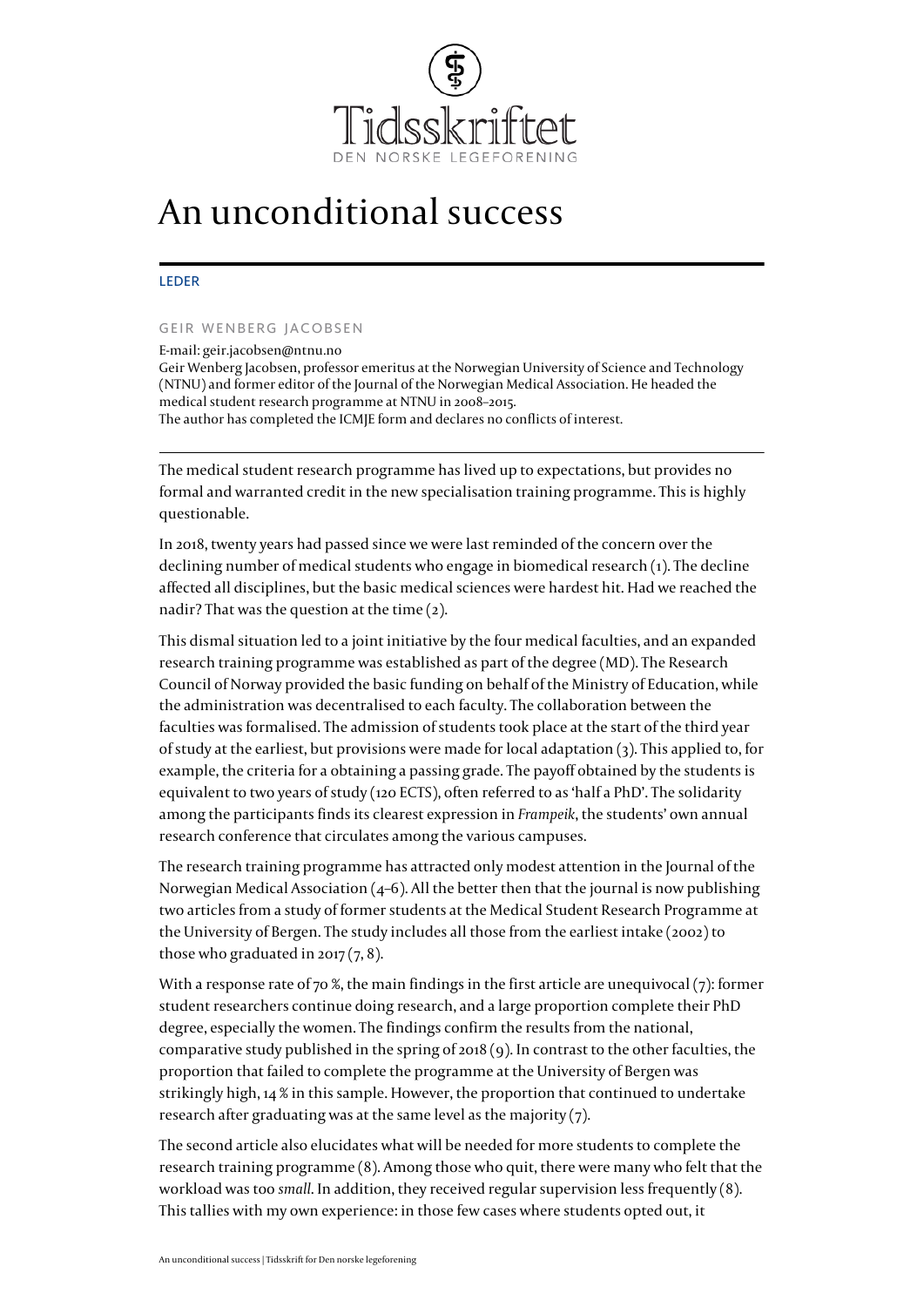Tidsskriftet
DEN NORSKE LEGEFORENING

# An unconditional success

LEDER

GEIR WENBERG JACOBSEN

E-mail: geir.jacobsen@ntnu.no
Geir Wenberg Jacobsen, professor emeritus at the Norwegian University of Science and Technology (NTNU) and former editor of the Journal of the Norwegian Medical Association. He headed the medical student research programme at NTNU in 2008–2015.
The author has completed the ICMJE form and declares no conflicts of interest.

The medical student research programme has lived up to expectations, but provides no formal and warranted credit in the new specialisation training programme. This is highly questionable.

In 2018, twenty years had passed since we were last reminded of the concern over the declining number of medical students who engage in biomedical research (1). The decline affected all disciplines, but the basic medical sciences were hardest hit. Had we reached the nadir? That was the question at the time (2).

This dismal situation led to a joint initiative by the four medical faculties, and an expanded research training programme was established as part of the degree (MD). The Research Council of Norway provided the basic funding on behalf of the Ministry of Education, while the administration was decentralised to each faculty. The collaboration between the faculties was formalised. The admission of students took place at the start of the third year of study at the earliest, but provisions were made for local adaptation (3). This applied to, for example, the criteria for a obtaining a passing grade. The payoff obtained by the students is equivalent to two years of study (120 ECTS), often referred to as 'half a PhD'. The solidarity among the participants finds its clearest expression in *Frampeik*, the students' own annual research conference that circulates among the various campuses.

The research training programme has attracted only modest attention in the Journal of the Norwegian Medical Association (4–6). All the better then that the journal is now publishing two articles from a study of former students at the Medical Student Research Programme at the University of Bergen. The study includes all those from the earliest intake (2002) to those who graduated in 2017 (7, 8).

With a response rate of 70 %, the main findings in the first article are unequivocal (7): former student researchers continue doing research, and a large proportion complete their PhD degree, especially the women. The findings confirm the results from the national, comparative study published in the spring of 2018 (9). In contrast to the other faculties, the proportion that failed to complete the programme at the University of Bergen was strikingly high, 14 % in this sample. However, the proportion that continued to undertake research after graduating was at the same level as the majority (7).

The second article also elucidates what will be needed for more students to complete the research training programme (8). Among those who quit, there were many who felt that the workload was too *small*. In addition, they received regular supervision less frequently (8). This tallies with my own experience: in those few cases where students opted out, it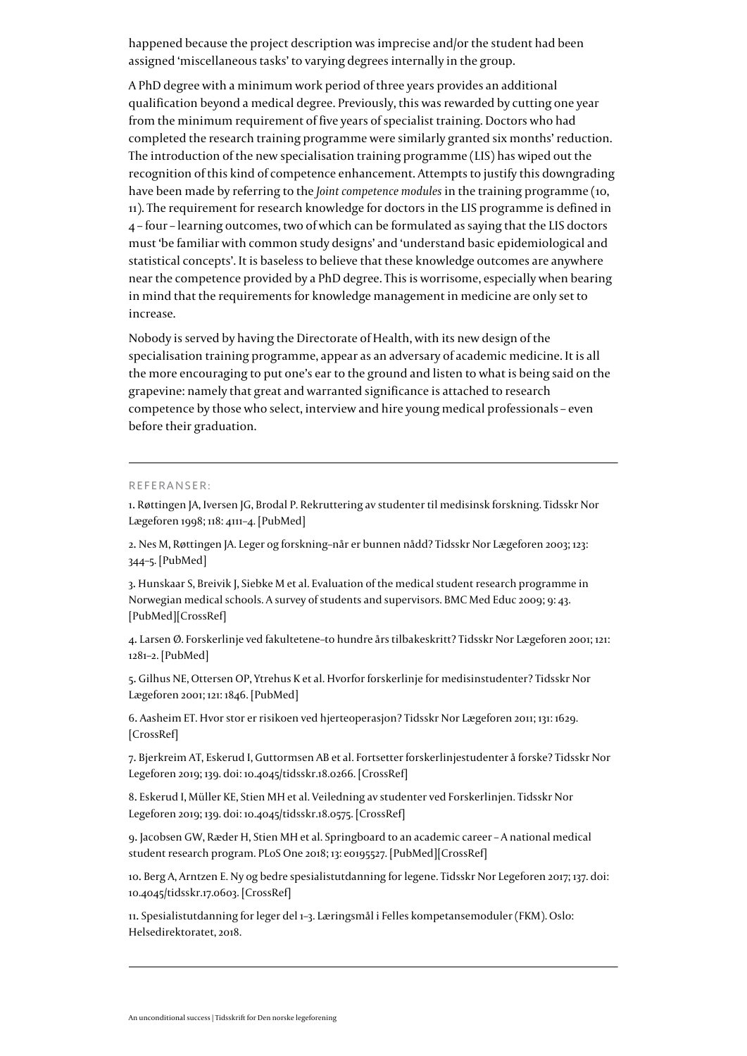happened because the project description was imprecise and/or the student had been assigned 'miscellaneous tasks' to varying degrees internally in the group.

A PhD degree with a minimum work period of three years provides an additional qualification beyond a medical degree. Previously, this was rewarded by cutting one year from the minimum requirement of five years of specialist training. Doctors who had completed the research training programme were similarly granted six months' reduction. The introduction of the new specialisation training programme (LIS) has wiped out the recognition of this kind of competence enhancement. Attempts to justify this downgrading have been made by referring to the *Joint competence modules* in the training programme (10, 11). The requirement for research knowledge for doctors in the LIS programme is defined in 4 – four – learning outcomes, two of which can be formulated as saying that the LIS doctors must 'be familiar with common study designs' and 'understand basic epidemiological and statistical concepts'. It is baseless to believe that these knowledge outcomes are anywhere near the competence provided by a PhD degree. This is worrisome, especially when bearing in mind that the requirements for knowledge management in medicine are only set to increase.

Nobody is served by having the Directorate of Health, with its new design of the specialisation training programme, appear as an adversary of academic medicine. It is all the more encouraging to put one's ear to the ground and listen to what is being said on the grapevine: namely that great and warranted significance is attached to research competence by those who select, interview and hire young medical professionals – even before their graduation.

---

REFERANSER:

1. Røttingen JA, Iversen JG, Brodal P. Rekruttering av studenter til medisinsk forskning. Tidsskr Nor Lægeforen 1998; 118: 4111–4. [PubMed]

2. Nes M, Røttingen JA. Leger og forskning–når er bunnen nådd? Tidsskr Nor Lægeforen 2003; 123: 344–5. [PubMed]

3. Hunskaar S, Breivik J, Siebke M et al. Evaluation of the medical student research programme in Norwegian medical schools. A survey of students and supervisors. BMC Med Educ 2009; 9: 43. [PubMed][CrossRef]

4. Larsen Ø. Forskerlinje ved fakultetene–to hundre års tilbakeskritt? Tidsskr Nor Lægeforen 2001; 121: 1281–2. [PubMed]

5. Gilhus NE, Ottersen OP, Ytrehus K et al. Hvorfor forskerlinje for medisinstudenter? Tidsskr Nor Lægeforen 2001; 121: 1846. [PubMed]

6. Aasheim ET. Hvor stor er risikoen ved hjerteoperasjon? Tidsskr Nor Lægeforen 2011; 131: 1629. [CrossRef]

7. Bjerkreim AT, Eskerud I, Guttormsen AB et al. Fortsetter forskerlinjestudenter å forske? Tidsskr Nor Legeforen 2019; 139. doi: 10.4045/tidsskr.18.0266. [CrossRef]

8. Eskerud I, Müller KE, Stien MH et al. Veiledning av studenter ved Forskerlinjen. Tidsskr Nor Legeforen 2019; 139. doi: 10.4045/tidsskr.18.0575. [CrossRef]

9. Jacobsen GW, Ræder H, Stien MH et al. Springboard to an academic career – A national medical student research program. PLoS One 2018; 13: e0195527. [PubMed][CrossRef]

10. Berg A, Arntzen E. Ny og bedre spesialistutdanning for legene. Tidsskr Nor Legeforen 2017; 137. doi: 10.4045/tidsskr.17.0603. [CrossRef]

11. Spesialistutdanning for leger del 1–3. Læringsmål i Felles kompetansemoduler (FKM). Oslo: Helsedirektoratet, 2018.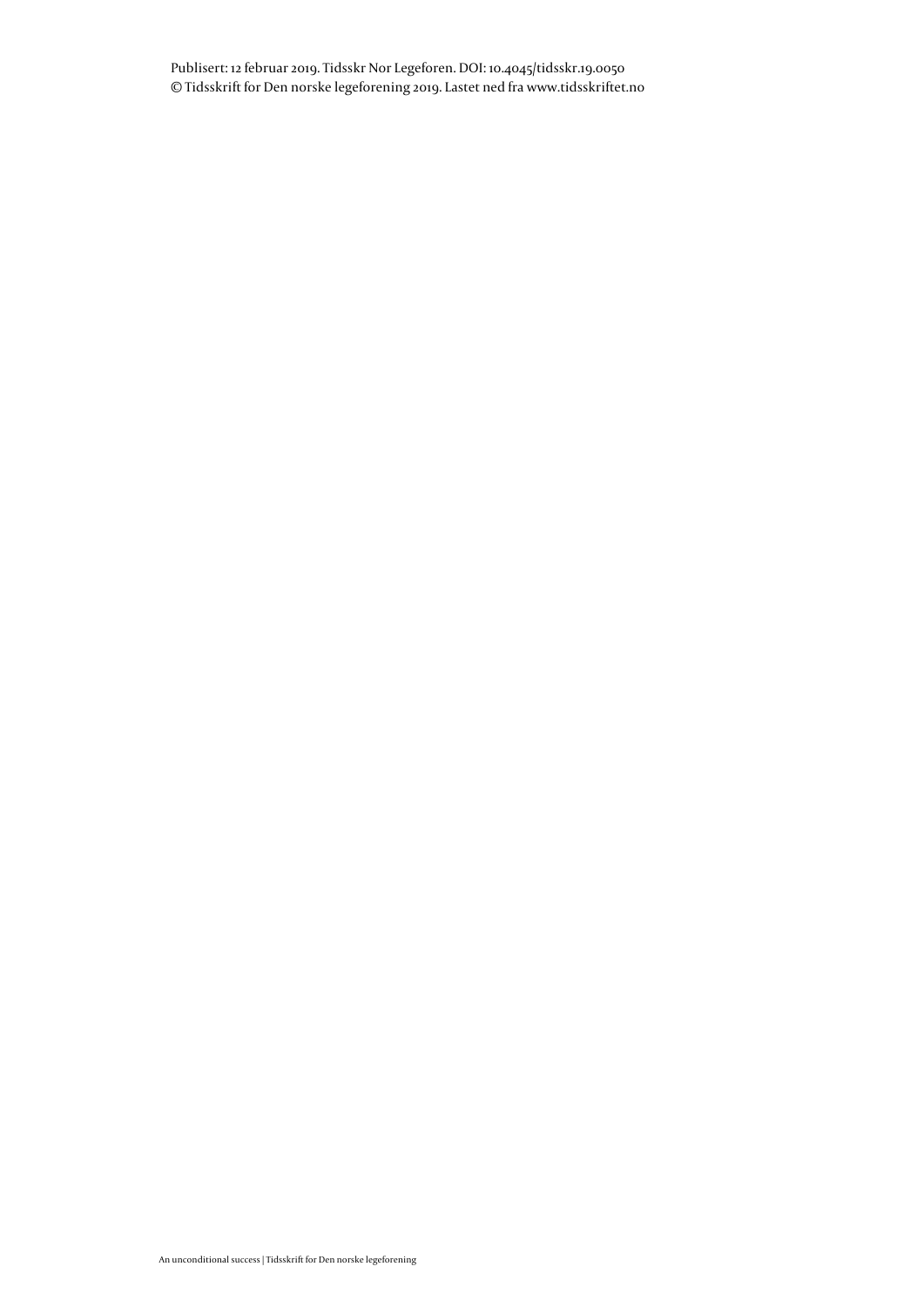Publisert: 12 februar 2019. Tidsskr Nor Legeforen. DOI: 10.4045/tidsskr.19.0050
© Tidsskrift for Den norske legeforening 2019. Lastet ned fra www.tidsskriftet.no